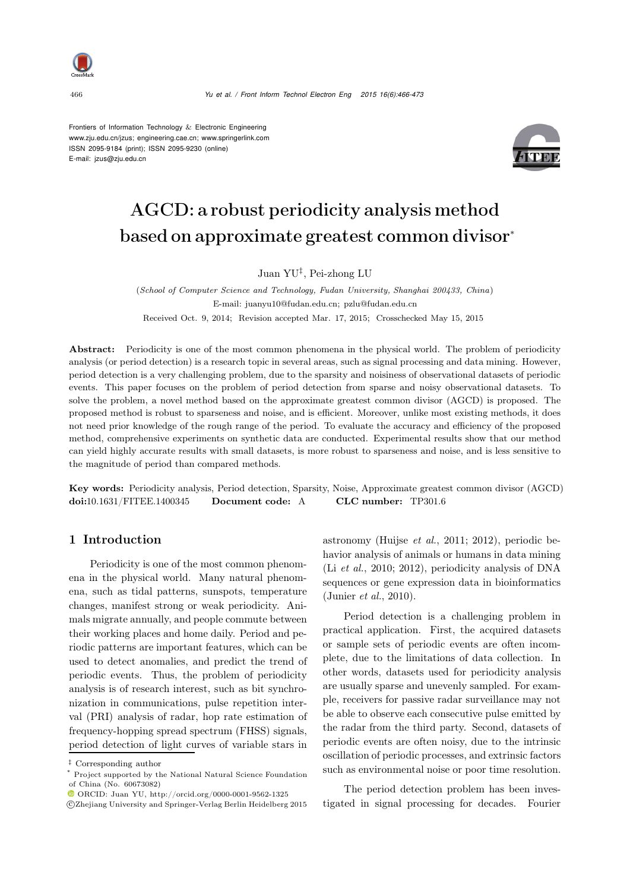Frontiers of Information Technology & Electronic Engineering
www.zju.edu.cn/jzus; engineering.cae.cn; www.springerlink.com
ISSN 2095-9184 (print); ISSN 2095-9230 (online)
E-mail: jzus@zju.edu.cn

# AGCD: a robust periodicity analysis method based on approximate greatest common divisor*

Juan YU‡, Pei-zhong LU

(*School of Computer Science and Technology, Fudan University, Shanghai 200433, China*)
E-mail: juanyu10@fudan.edu.cn; pzlu@fudan.edu.cn

Received Oct. 9, 2014; Revision accepted Mar. 17, 2015; Crosschecked May 15, 2015

**Abstract:** Periodicity is one of the most common phenomena in the physical world. The problem of periodicity analysis (or period detection) is a research topic in several areas, such as signal processing and data mining. However, period detection is a very challenging problem, due to the sparsity and noisiness of observational datasets of periodic events. This paper focuses on the problem of period detection from sparse and noisy observational datasets. To solve the problem, a novel method based on the approximate greatest common divisor (AGCD) is proposed. The proposed method is robust to sparseness and noise, and is efficient. Moreover, unlike most existing methods, it does not need prior knowledge of the rough range of the period. To evaluate the accuracy and efficiency of the proposed method, comprehensive experiments on synthetic data are conducted. Experimental results show that our method can yield highly accurate results with small datasets, is more robust to sparseness and noise, and is less sensitive to the magnitude of period than compared methods.

**Key words:** Periodicity analysis, Period detection, Sparsity, Noise, Approximate greatest common divisor (AGCD)
**doi:**10.1631/FITEE.1400345 **Document code:** A **CLC number:** TP301.6

## 1 Introduction

Periodicity is one of the most common phenomena in the physical world. Many natural phenomena, such as tidal patterns, sunspots, temperature changes, manifest strong or weak periodicity. Animals migrate annually, and people commute between their working places and home daily. Period and periodic patterns are important features, which can be used to detect anomalies, and predict the trend of periodic events. Thus, the problem of periodicity analysis is of research interest, such as bit synchronization in communications, pulse repetition interval (PRI) analysis of radar, hop rate estimation of frequency-hopping spread spectrum (FHSS) signals, period detection of light curves of variable stars in astronomy (Huijse *et al.*, 2011; 2012), periodic behavior analysis of animals or humans in data mining (Li *et al.*, 2010; 2012), periodicity analysis of DNA sequences or gene expression data in bioinformatics (Junier *et al.*, 2010).

Period detection is a challenging problem in practical application. First, the acquired datasets or sample sets of periodic events are often incomplete, due to the limitations of data collection. In other words, datasets used for periodicity analysis are usually sparse and unevenly sampled. For example, receivers for passive radar surveillance may not be able to observe each consecutive pulse emitted by the radar from the third party. Second, datasets of periodic events are often noisy, due to the intrinsic oscillation of periodic processes, and extrinsic factors such as environmental noise or poor time resolution.

The period detection problem has been investigated in signal processing for decades. Fourier

‡ Corresponding author
* Project supported by the National Natural Science Foundation of China (No. 60673082)
ORCID: Juan YU, http://orcid.org/0000-0001-9562-1325
©Zhejiang University and Springer-Verlag Berlin Heidelberg 2015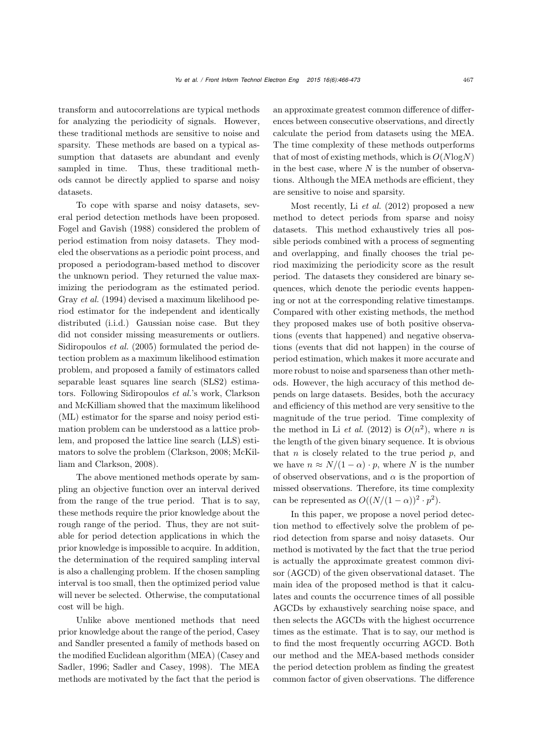transform and autocorrelations are typical methods for analyzing the periodicity of signals. However, these traditional methods are sensitive to noise and sparsity. These methods are based on a typical assumption that datasets are abundant and evenly sampled in time. Thus, these traditional methods cannot be directly applied to sparse and noisy datasets.

To cope with sparse and noisy datasets, several period detection methods have been proposed. Fogel and Gavish (1988) considered the problem of period estimation from noisy datasets. They modeled the observations as a periodic point process, and proposed a periodogram-based method to discover the unknown period. They returned the value maximizing the periodogram as the estimated period. Gray *et al.* (1994) devised a maximum likelihood period estimator for the independent and identically distributed (i.i.d.) Gaussian noise case. But they did not consider missing measurements or outliers. Sidiropoulos *et al.* (2005) formulated the period detection problem as a maximum likelihood estimation problem, and proposed a family of estimators called separable least squares line search (SLS2) estimators. Following Sidiropoulos *et al.*'s work, Clarkson and McKilliam showed that the maximum likelihood (ML) estimator for the sparse and noisy period estimation problem can be understood as a lattice problem, and proposed the lattice line search (LLS) estimators to solve the problem (Clarkson, 2008; McKilliam and Clarkson, 2008).

The above mentioned methods operate by sampling an objective function over an interval derived from the range of the true period. That is to say, these methods require the prior knowledge about the rough range of the period. Thus, they are not suitable for period detection applications in which the prior knowledge is impossible to acquire. In addition, the determination of the required sampling interval is also a challenging problem. If the chosen sampling interval is too small, then the optimized period value will never be selected. Otherwise, the computational cost will be high.

Unlike above mentioned methods that need prior knowledge about the range of the period, Casey and Sandler presented a family of methods based on the modified Euclidean algorithm (MEA) (Casey and Sadler, 1996; Sadler and Casey, 1998). The MEA methods are motivated by the fact that the period is an approximate greatest common difference of differences between consecutive observations, and directly calculate the period from datasets using the MEA. The time complexity of these methods outperforms that of most of existing methods, which is $O(N\log N)$ in the best case, where $N$ is the number of observations. Although the MEA methods are efficient, they are sensitive to noise and sparsity.

Most recently, Li *et al.* (2012) proposed a new method to detect periods from sparse and noisy datasets. This method exhaustively tries all possible periods combined with a process of segmenting and overlapping, and finally chooses the trial period maximizing the periodicity score as the result period. The datasets they considered are binary sequences, which denote the periodic events happening or not at the corresponding relative timestamps. Compared with other existing methods, the method they proposed makes use of both positive observations (events that happened) and negative observations (events that did not happen) in the course of period estimation, which makes it more accurate and more robust to noise and sparseness than other methods. However, the high accuracy of this method depends on large datasets. Besides, both the accuracy and efficiency of this method are very sensitive to the magnitude of the true period. Time complexity of the method in Li *et al.* (2012) is $O(n^2)$, where $n$ is the length of the given binary sequence. It is obvious that $n$ is closely related to the true period $p$, and we have $n \approx N/(1-\alpha) \cdot p$, where $N$ is the number of observed observations, and $\alpha$ is the proportion of missed observations. Therefore, its time complexity can be represented as $O((N/(1-\alpha))^2 \cdot p^2)$.

In this paper, we propose a novel period detection method to effectively solve the problem of period detection from sparse and noisy datasets. Our method is motivated by the fact that the true period is actually the approximate greatest common divisor (AGCD) of the given observational dataset. The main idea of the proposed method is that it calculates and counts the occurrence times of all possible AGCDs by exhaustively searching noise space, and then selects the AGCDs with the highest occurrence times as the estimate. That is to say, our method is to find the most frequently occurring AGCD. Both our method and the MEA-based methods consider the period detection problem as finding the greatest common factor of given observations. The difference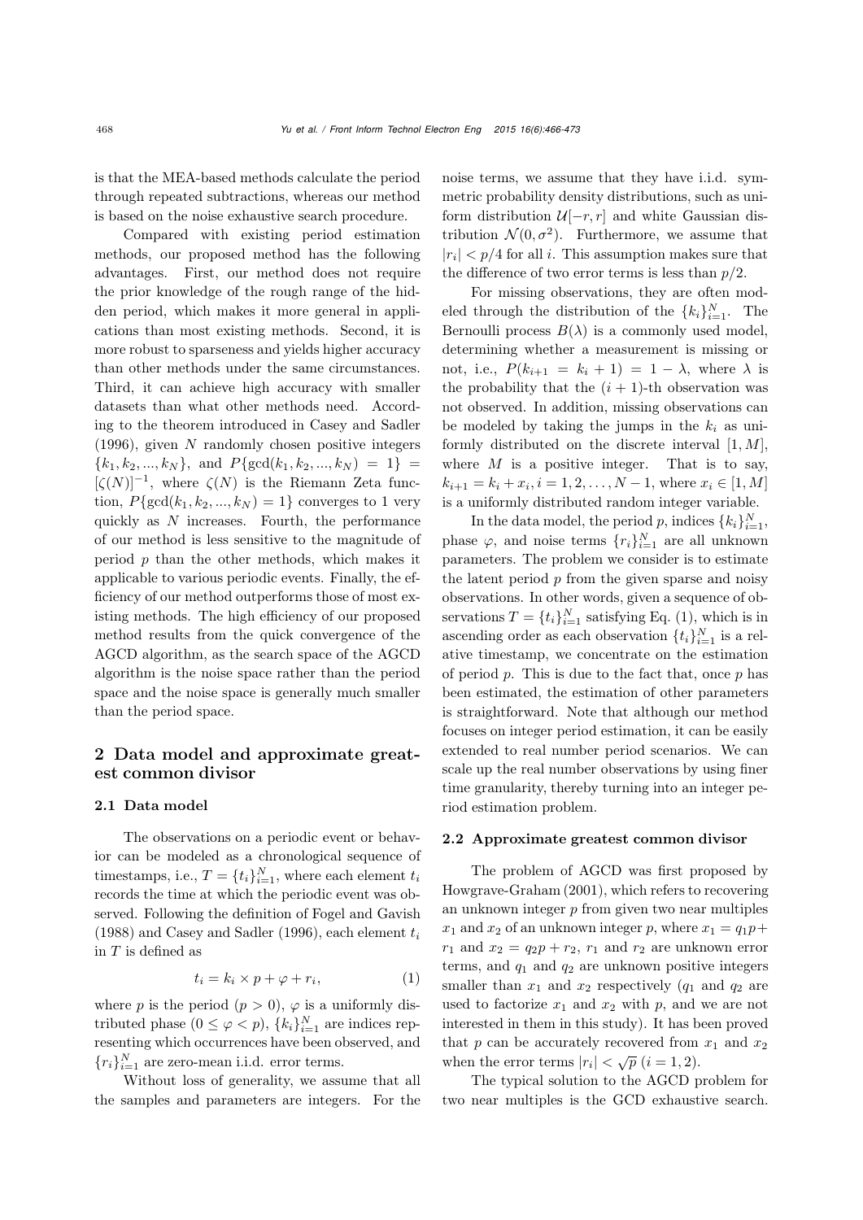is that the MEA-based methods calculate the period through repeated subtractions, whereas our method is based on the noise exhaustive search procedure.

Compared with existing period estimation methods, our proposed method has the following advantages. First, our method does not require the prior knowledge of the rough range of the hidden period, which makes it more general in applications than most existing methods. Second, it is more robust to sparseness and yields higher accuracy than other methods under the same circumstances. Third, it can achieve high accuracy with smaller datasets than what other methods need. According to the theorem introduced in Casey and Sadler (1996), given $N$ randomly chosen positive integers $\{k_1, k_2, ..., k_N\}$, and $P\{\gcd(k_1, k_2, ..., k_N) = 1\} = [\zeta(N)]^{-1}$, where $\zeta(N)$ is the Riemann Zeta function, $P\{\gcd(k_1, k_2, ..., k_N) = 1\}$ converges to 1 very quickly as $N$ increases. Fourth, the performance of our method is less sensitive to the magnitude of period $p$ than the other methods, which makes it applicable to various periodic events. Finally, the efficiency of our method outperforms those of most existing methods. The high efficiency of our proposed method results from the quick convergence of the AGCD algorithm, as the search space of the AGCD algorithm is the noise space rather than the period space and the noise space is generally much smaller than the period space.

## 2 Data model and approximate greatest common divisor

### 2.1 Data model

The observations on a periodic event or behavior can be modeled as a chronological sequence of timestamps, i.e., $T = \{t_i\}_{i=1}^{N}$, where each element $t_i$ records the time at which the periodic event was observed. Following the definition of Fogel and Gavish (1988) and Casey and Sadler (1996), each element $t_i$ in $T$ is defined as

$$t_i = k_i \times p + \varphi + r_i, \tag{1}$$

where $p$ is the period ($p > 0$), $\varphi$ is a uniformly distributed phase ($0 \leq \varphi < p$), $\{k_i\}_{i=1}^{N}$ are indices representing which occurrences have been observed, and $\{r_i\}_{i=1}^{N}$ are zero-mean i.i.d. error terms.

Without loss of generality, we assume that all the samples and parameters are integers. For the noise terms, we assume that they have i.i.d. symmetric probability density distributions, such as uniform distribution $\mathcal{U}[-r, r]$ and white Gaussian distribution $\mathcal{N}(0, \sigma^2)$. Furthermore, we assume that $|r_i| < p/4$ for all $i$. This assumption makes sure that the difference of two error terms is less than $p/2$.

For missing observations, they are often modeled through the distribution of the $\{k_i\}_{i=1}^{N}$. The Bernoulli process $B(\lambda)$ is a commonly used model, determining whether a measurement is missing or not, i.e., $P(k_{i+1} = k_i + 1) = 1 - \lambda$, where $\lambda$ is the probability that the $(i + 1)$-th observation was not observed. In addition, missing observations can be modeled by taking the jumps in the $k_i$ as uniformly distributed on the discrete interval $[1, M]$, where $M$ is a positive integer. That is to say, $k_{i+1} = k_i + x_i, i = 1, 2, \ldots, N - 1$, where $x_i \in [1, M]$ is a uniformly distributed random integer variable.

In the data model, the period $p$, indices $\{k_i\}_{i=1}^{N}$, phase $\varphi$, and noise terms $\{r_i\}_{i=1}^{N}$ are all unknown parameters. The problem we consider is to estimate the latent period $p$ from the given sparse and noisy observations. In other words, given a sequence of observations $T = \{t_i\}_{i=1}^{N}$ satisfying Eq. (1), which is in ascending order as each observation $\{t_i\}_{i=1}^{N}$ is a relative timestamp, we concentrate on the estimation of period $p$. This is due to the fact that, once $p$ has been estimated, the estimation of other parameters is straightforward. Note that although our method focuses on integer period estimation, it can be easily extended to real number period scenarios. We can scale up the real number observations by using finer time granularity, thereby turning into an integer period estimation problem.

### 2.2 Approximate greatest common divisor

The problem of AGCD was first proposed by Howgrave-Graham (2001), which refers to recovering an unknown integer $p$ from given two near multiples $x_1$ and $x_2$ of an unknown integer $p$, where $x_1 = q_1 p + r_1$ and $x_2 = q_2 p + r_2$, $r_1$ and $r_2$ are unknown error terms, and $q_1$ and $q_2$ are unknown positive integers smaller than $x_1$ and $x_2$ respectively ($q_1$ and $q_2$ are used to factorize $x_1$ and $x_2$ with $p$, and we are not interested in them in this study). It has been proved that $p$ can be accurately recovered from $x_1$ and $x_2$ when the error terms $|r_i| < \sqrt{p}$ $(i = 1, 2)$.

The typical solution to the AGCD problem for two near multiples is the GCD exhaustive search.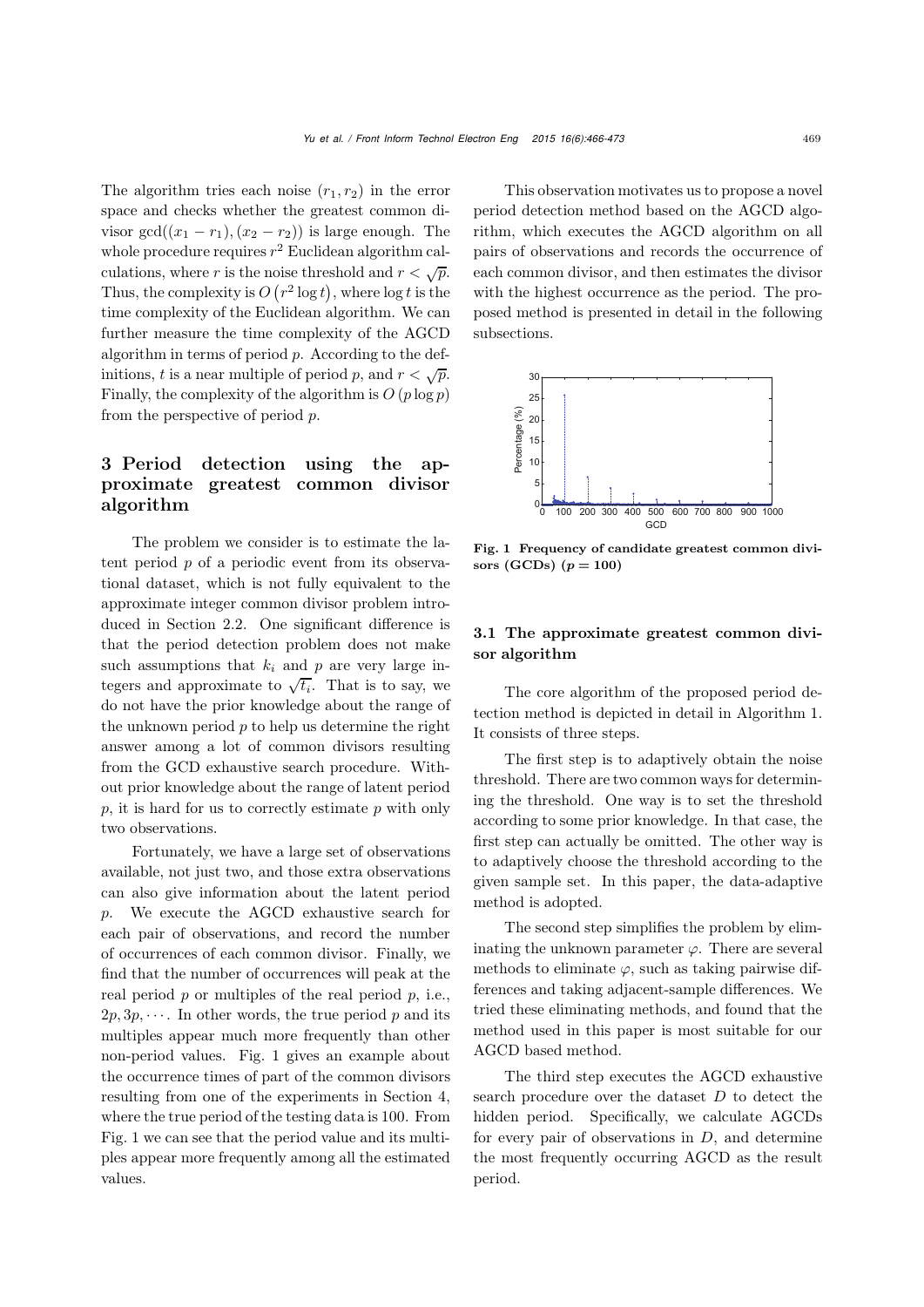The algorithm tries each noise $(r_1, r_2)$ in the error space and checks whether the greatest common divisor $\gcd((x_1 - r_1), (x_2 - r_2))$ is large enough. The whole procedure requires $r^2$ Euclidean algorithm calculations, where $r$ is the noise threshold and $r < \sqrt{p}$. Thus, the complexity is $O\left(r^2 \log t\right)$, where $\log t$ is the time complexity of the Euclidean algorithm. We can further measure the time complexity of the AGCD algorithm in terms of period $p$. According to the definitions, $t$ is a near multiple of period $p$, and $r < \sqrt{p}$. Finally, the complexity of the algorithm is $O\left(p \log p\right)$ from the perspective of period $p$.

## 3 Period detection using the approximate greatest common divisor algorithm

The problem we consider is to estimate the latent period $p$ of a periodic event from its observational dataset, which is not fully equivalent to the approximate integer common divisor problem introduced in Section 2.2. One significant difference is that the period detection problem does not make such assumptions that $k_i$ and $p$ are very large integers and approximate to $\sqrt{t_i}$. That is to say, we do not have the prior knowledge about the range of the unknown period $p$ to help us determine the right answer among a lot of common divisors resulting from the GCD exhaustive search procedure. Without prior knowledge about the range of latent period $p$, it is hard for us to correctly estimate $p$ with only two observations.

Fortunately, we have a large set of observations available, not just two, and those extra observations can also give information about the latent period $p$. We execute the AGCD exhaustive search for each pair of observations, and record the number of occurrences of each common divisor. Finally, we find that the number of occurrences will peak at the real period $p$ or multiples of the real period $p$, i.e., $2p, 3p, \cdots$. In other words, the true period $p$ and its multiples appear much more frequently than other non-period values. Fig. 1 gives an example about the occurrence times of part of the common divisors resulting from one of the experiments in Section 4, where the true period of the testing data is 100. From Fig. 1 we can see that the period value and its multiples appear more frequently among all the estimated values.

This observation motivates us to propose a novel period detection method based on the AGCD algorithm, which executes the AGCD algorithm on all pairs of observations and records the occurrence of each common divisor, and then estimates the divisor with the highest occurrence as the period. The proposed method is presented in detail in the following subsections.

**Fig. 1 Frequency of candidate greatest common divisors (GCDs) ($p = 100$)**

### 3.1 The approximate greatest common divisor algorithm

The core algorithm of the proposed period detection method is depicted in detail in Algorithm 1. It consists of three steps.

The first step is to adaptively obtain the noise threshold. There are two common ways for determining the threshold. One way is to set the threshold according to some prior knowledge. In that case, the first step can actually be omitted. The other way is to adaptively choose the threshold according to the given sample set. In this paper, the data-adaptive method is adopted.

The second step simplifies the problem by eliminating the unknown parameter $\varphi$. There are several methods to eliminate $\varphi$, such as taking pairwise differences and taking adjacent-sample differences. We tried these eliminating methods, and found that the method used in this paper is most suitable for our AGCD based method.

The third step executes the AGCD exhaustive search procedure over the dataset $D$ to detect the hidden period. Specifically, we calculate AGCDs for every pair of observations in $D$, and determine the most frequently occurring AGCD as the result period.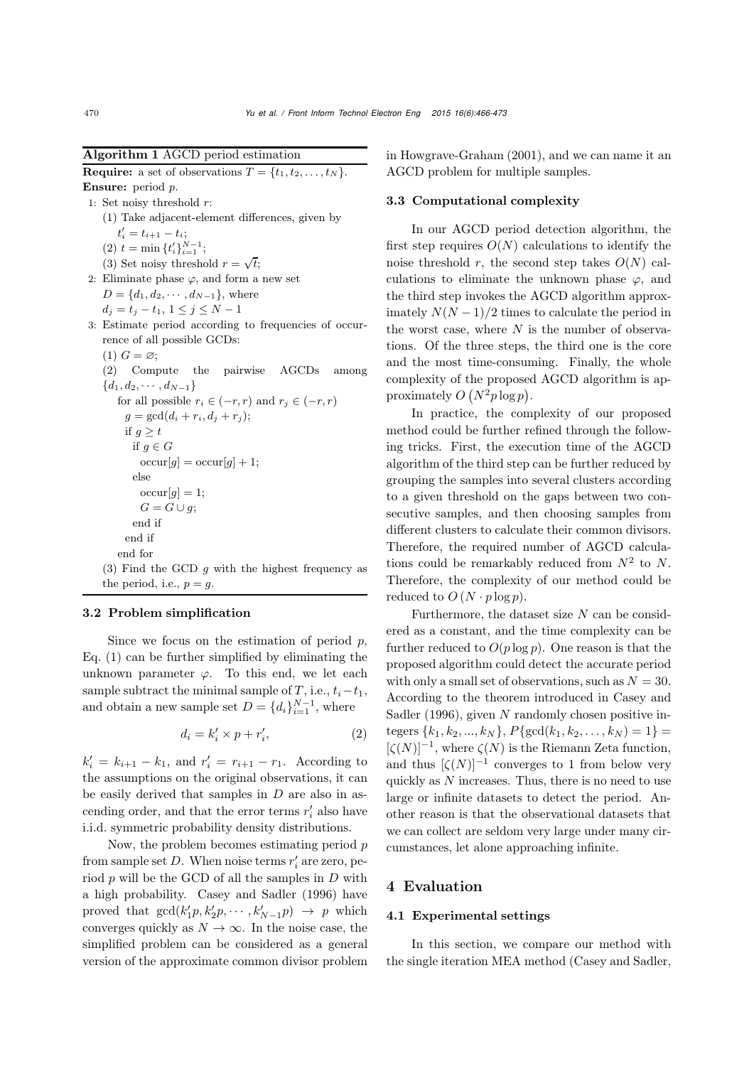**Algorithm 1** AGCD period estimation

**Require:** a set of observations $T = \{t_1, t_2, \ldots, t_N\}$.
**Ensure:** period $p$.

1: Set noisy threshold $r$:
   (1) Take adjacent-element differences, given by $t'_i = t_{i+1} - t_i$;
   (2) $t = \min\{t'_i\}_{i=1}^{N-1}$;
   (3) Set noisy threshold $r = \sqrt{t}$;
2: Eliminate phase $\varphi$, and form a new set $D = \{d_1, d_2, \cdots, d_{N-1}\}$, where $d_j = t_j - t_1$, $1 \le j \le N-1$
3: Estimate period according to frequencies of occurrence of all possible GCDs:
   (1) $G = \varnothing$;
   (2) Compute the pairwise AGCDs among $\{d_1, d_2, \cdots, d_{N-1}\}$
      for all possible $r_i \in (-r, r)$ and $r_j \in (-r, r)$
        $g = \gcd(d_i + r_i, d_j + r_j)$;
        if $g \ge t$
          if $g \in G$
            $\text{occur}[g] = \text{occur}[g] + 1$;
          else
            $\text{occur}[g] = 1$;
            $G = G \cup g$;
          end if
        end if
      end for
   (3) Find the GCD $g$ with the highest frequency as the period, i.e., $p = g$.

### 3.2 Problem simplification

Since we focus on the estimation of period $p$, Eq. (1) can be further simplified by eliminating the unknown parameter $\varphi$. To this end, we let each sample subtract the minimal sample of $T$, i.e., $t_i - t_1$, and obtain a new sample set $D = \{d_i\}_{i=1}^{N-1}$, where

$$d_i = k'_i \times p + r'_i, \tag{2}$$

$k'_i = k_{i+1} - k_1$, and $r'_i = r_{i+1} - r_1$. According to the assumptions on the original observations, it can be easily derived that samples in $D$ are also in ascending order, and that the error terms $r'_i$ also have i.i.d. symmetric probability density distributions.

Now, the problem becomes estimating period $p$ from sample set $D$. When noise terms $r'_i$ are zero, period $p$ will be the GCD of all the samples in $D$ with a high probability. Casey and Sadler (1996) have proved that $\gcd(k'_1 p, k'_2 p, \cdots, k'_{N-1} p) \to p$ which converges quickly as $N \to \infty$. In the noise case, the simplified problem can be considered as a general version of the approximate common divisor problem in Howgrave-Graham (2001), and we can name it an AGCD problem for multiple samples.

### 3.3 Computational complexity

In our AGCD period detection algorithm, the first step requires $O(N)$ calculations to identify the noise threshold $r$, the second step takes $O(N)$ calculations to eliminate the unknown phase $\varphi$, and the third step invokes the AGCD algorithm approximately $N(N-1)/2$ times to calculate the period in the worst case, where $N$ is the number of observations. Of the three steps, the third one is the core and the most time-consuming. Finally, the whole complexity of the proposed AGCD algorithm is approximately $O\left(N^2 p \log p\right)$.

In practice, the complexity of our proposed method could be further refined through the following tricks. First, the execution time of the AGCD algorithm of the third step can be further reduced by grouping the samples into several clusters according to a given threshold on the gaps between two consecutive samples, and then choosing samples from different clusters to calculate their common divisors. Therefore, the required number of AGCD calculations could be remarkably reduced from $N^2$ to $N$. Therefore, the complexity of our method could be reduced to $O(N \cdot p \log p)$.

Furthermore, the dataset size $N$ can be considered as a constant, and the time complexity can be further reduced to $O(p \log p)$. One reason is that the proposed algorithm could detect the accurate period with only a small set of observations, such as $N = 30$. According to the theorem introduced in Casey and Sadler (1996), given $N$ randomly chosen positive integers $\{k_1, k_2, ..., k_N\}$, $P\{\gcd(k_1, k_2, \ldots, k_N) = 1\} = [\zeta(N)]^{-1}$, where $\zeta(N)$ is the Riemann Zeta function, and thus $[\zeta(N)]^{-1}$ converges to 1 from below very quickly as $N$ increases. Thus, there is no need to use large or infinite datasets to detect the period. Another reason is that the observational datasets that we can collect are seldom very large under many circumstances, let alone approaching infinite.

## 4 Evaluation

### 4.1 Experimental settings

In this section, we compare our method with the single iteration MEA method (Casey and Sadler,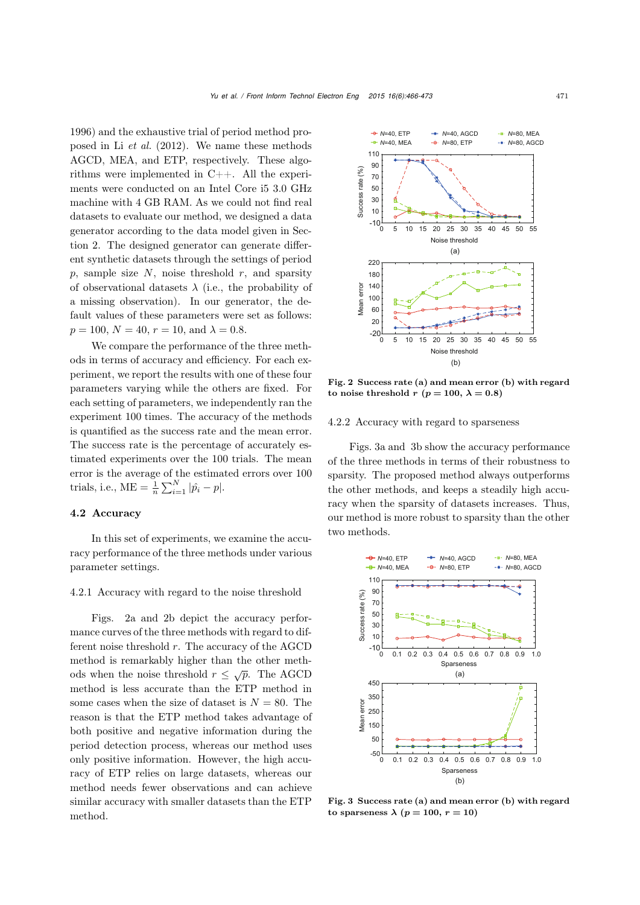1996) and the exhaustive trial of period method proposed in Li *et al.* (2012). We name these methods AGCD, MEA, and ETP, respectively. These algorithms were implemented in C++. All the experiments were conducted on an Intel Core i5 3.0 GHz machine with 4 GB RAM. As we could not find real datasets to evaluate our method, we designed a data generator according to the data model given in Section 2. The designed generator can generate different synthetic datasets through the settings of period $p$, sample size $N$, noise threshold $r$, and sparsity of observational datasets $\lambda$ (i.e., the probability of a missing observation). In our generator, the default values of these parameters were set as follows: $p = 100$, $N = 40$, $r = 10$, and $\lambda = 0.8$.

We compare the performance of the three methods in terms of accuracy and efficiency. For each experiment, we report the results with one of these four parameters varying while the others are fixed. For each setting of parameters, we independently ran the experiment 100 times. The accuracy of the methods is quantified as the success rate and the mean error. The success rate is the percentage of accurately estimated experiments over the 100 trials. The mean error is the average of the estimated errors over 100 trials, i.e., $\text{ME} = \frac{1}{n}\sum_{i=1}^{N}|\hat{p}_i - p|$.

## 4.2 Accuracy

In this set of experiments, we examine the accuracy performance of the three methods under various parameter settings.

### 4.2.1 Accuracy with regard to the noise threshold

Figs. 2a and 2b depict the accuracy performance curves of the three methods with regard to different noise threshold $r$. The accuracy of the AGCD method is remarkably higher than the other methods when the noise threshold $r \leq \sqrt{p}$. The AGCD method is less accurate than the ETP method in some cases when the size of dataset is $N = 80$. The reason is that the ETP method takes advantage of both positive and negative information during the period detection process, whereas our method uses only positive information. However, the high accuracy of ETP relies on large datasets, whereas our method needs fewer observations and can achieve similar accuracy with smaller datasets than the ETP method.

**Fig. 2 Success rate (a) and mean error (b) with regard to noise threshold $r$ ($p = 100$, $\lambda = 0.8$)**

### 4.2.2 Accuracy with regard to sparseness

Figs. 3a and 3b show the accuracy performance of the three methods and their robustness to sparsity. The proposed method always outperforms the other methods, and keeps a steadily high accuracy when the sparsity of datasets increases. Thus, our method is more robust to sparsity than the other two methods.

**Fig. 3 Success rate (a) and mean error (b) with regard to sparseness $\lambda$ ($p = 100$, $r = 10$)**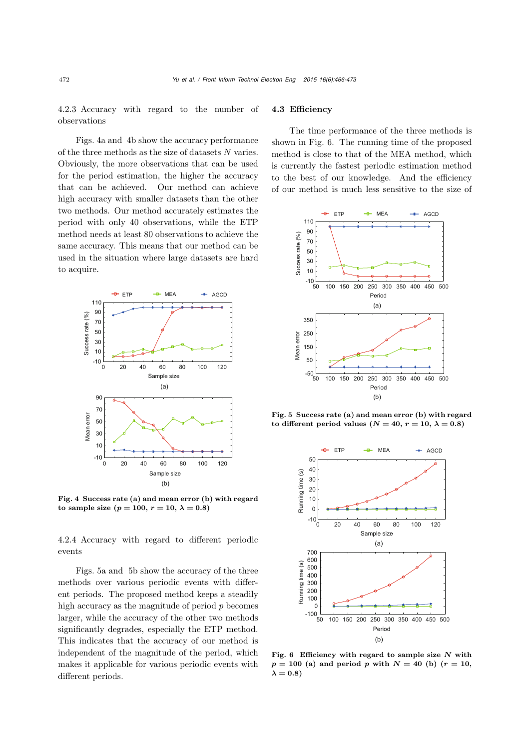#### 4.2.3 Accuracy with regard to the number of observations

Figs. 4a and 4b show the accuracy performance of the three methods as the size of datasets $N$ varies. Obviously, the more observations that can be used for the period estimation, the higher the accuracy that can be achieved. Our method can achieve high accuracy with smaller datasets than the other two methods. Our method accurately estimates the period with only 40 observations, while the ETP method needs at least 80 observations to achieve the same accuracy. This means that our method can be used in the situation where large datasets are hard to acquire.

**Fig. 4 Success rate (a) and mean error (b) with regard to sample size ($p = 100$, $r = 10$, $\lambda = 0.8$)**

#### 4.2.4 Accuracy with regard to different periodic events

Figs. 5a and 5b show the accuracy of the three methods over various periodic events with different periods. The proposed method keeps a steadily high accuracy as the magnitude of period $p$ becomes larger, while the accuracy of the other two methods significantly degrades, especially the ETP method. This indicates that the accuracy of our method is independent of the magnitude of the period, which makes it applicable for various periodic events with different periods.

### 4.3 Efficiency

The time performance of the three methods is shown in Fig. 6. The running time of the proposed method is close to that of the MEA method, which is currently the fastest periodic estimation method to the best of our knowledge. And the efficiency of our method is much less sensitive to the size of

**Fig. 5 Success rate (a) and mean error (b) with regard to different period values ($N = 40$, $r = 10$, $\lambda = 0.8$)**

**Fig. 6 Efficiency with regard to sample size $N$ with $p = 100$ (a) and period $p$ with $N = 40$ (b) ($r = 10$, $\lambda = 0.8$)**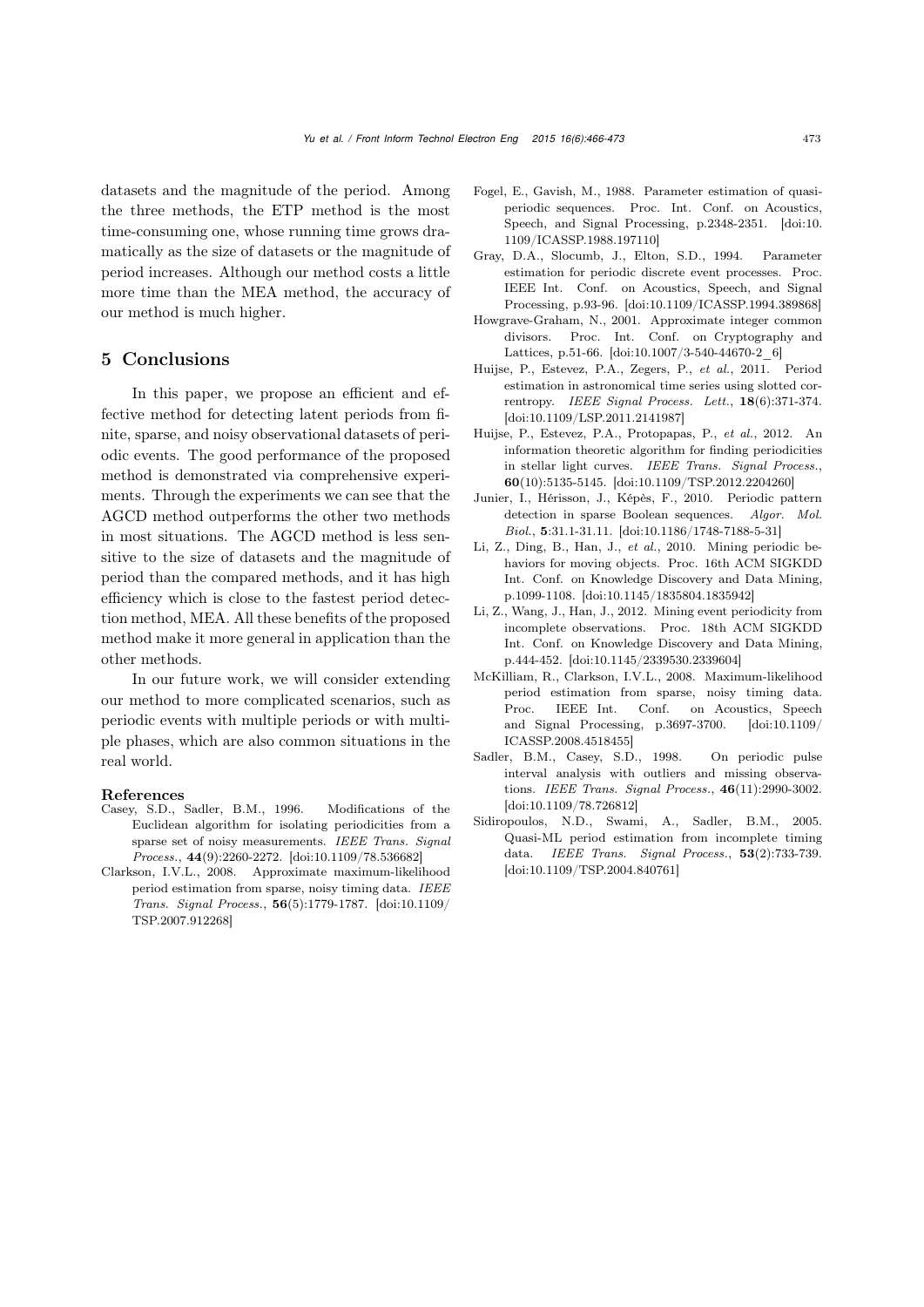datasets and the magnitude of the period. Among the three methods, the ETP method is the most time-consuming one, whose running time grows dramatically as the size of datasets or the magnitude of period increases. Although our method costs a little more time than the MEA method, the accuracy of our method is much higher.

## 5 Conclusions

In this paper, we propose an efficient and effective method for detecting latent periods from finite, sparse, and noisy observational datasets of periodic events. The good performance of the proposed method is demonstrated via comprehensive experiments. Through the experiments we can see that the AGCD method outperforms the other two methods in most situations. The AGCD method is less sensitive to the size of datasets and the magnitude of period than the compared methods, and it has high efficiency which is close to the fastest period detection method, MEA. All these benefits of the proposed method make it more general in application than the other methods.

In our future work, we will consider extending our method to more complicated scenarios, such as periodic events with multiple periods or with multiple phases, which are also common situations in the real world.

### References

Casey, S.D., Sadler, B.M., 1996. Modifications of the Euclidean algorithm for isolating periodicities from a sparse set of noisy measurements. *IEEE Trans. Signal Process.*, **44**(9):2260-2272. [doi:10.1109/78.536682]

Clarkson, I.V.L., 2008. Approximate maximum-likelihood period estimation from sparse, noisy timing data. *IEEE Trans. Signal Process.*, **56**(5):1779-1787. [doi:10.1109/TSP.2007.912268]

Fogel, E., Gavish, M., 1988. Parameter estimation of quasi-periodic sequences. Proc. Int. Conf. on Acoustics, Speech, and Signal Processing, p.2348-2351. [doi:10.1109/ICASSP.1988.197110]

Gray, D.A., Slocumb, J., Elton, S.D., 1994. Parameter estimation for periodic discrete event processes. Proc. IEEE Int. Conf. on Acoustics, Speech, and Signal Processing, p.93-96. [doi:10.1109/ICASSP.1994.389868]

Howgrave-Graham, N., 2001. Approximate integer common divisors. Proc. Int. Conf. on Cryptography and Lattices, p.51-66. [doi:10.1007/3-540-44670-2_6]

Huijse, P., Estevez, P.A., Zegers, P., *et al.*, 2011. Period estimation in astronomical time series using slotted correntropy. *IEEE Signal Process. Lett.*, **18**(6):371-374. [doi:10.1109/LSP.2011.2141987]

Huijse, P., Estevez, P.A., Protopapas, P., *et al.*, 2012. An information theoretic algorithm for finding periodicities in stellar light curves. *IEEE Trans. Signal Process.*, **60**(10):5135-5145. [doi:10.1109/TSP.2012.2204260]

Junier, I., Hérisson, J., Képès, F., 2010. Periodic pattern detection in sparse Boolean sequences. *Algor. Mol. Biol.*, **5**:31.1-31.11. [doi:10.1186/1748-7188-5-31]

Li, Z., Ding, B., Han, J., *et al.*, 2010. Mining periodic behaviors for moving objects. Proc. 16th ACM SIGKDD Int. Conf. on Knowledge Discovery and Data Mining, p.1099-1108. [doi:10.1145/1835804.1835942]

Li, Z., Wang, J., Han, J., 2012. Mining event periodicity from incomplete observations. Proc. 18th ACM SIGKDD Int. Conf. on Knowledge Discovery and Data Mining, p.444-452. [doi:10.1145/2339530.2339604]

McKilliam, R., Clarkson, I.V.L., 2008. Maximum-likelihood period estimation from sparse, noisy timing data. Proc. IEEE Int. Conf. on Acoustics, Speech and Signal Processing, p.3697-3700. [doi:10.1109/ICASSP.2008.4518455]

Sadler, B.M., Casey, S.D., 1998. On periodic pulse interval analysis with outliers and missing observations. *IEEE Trans. Signal Process.*, **46**(11):2990-3002. [doi:10.1109/78.726812]

Sidiropoulos, N.D., Swami, A., Sadler, B.M., 2005. Quasi-ML period estimation from incomplete timing data. *IEEE Trans. Signal Process.*, **53**(2):733-739. [doi:10.1109/TSP.2004.840761]